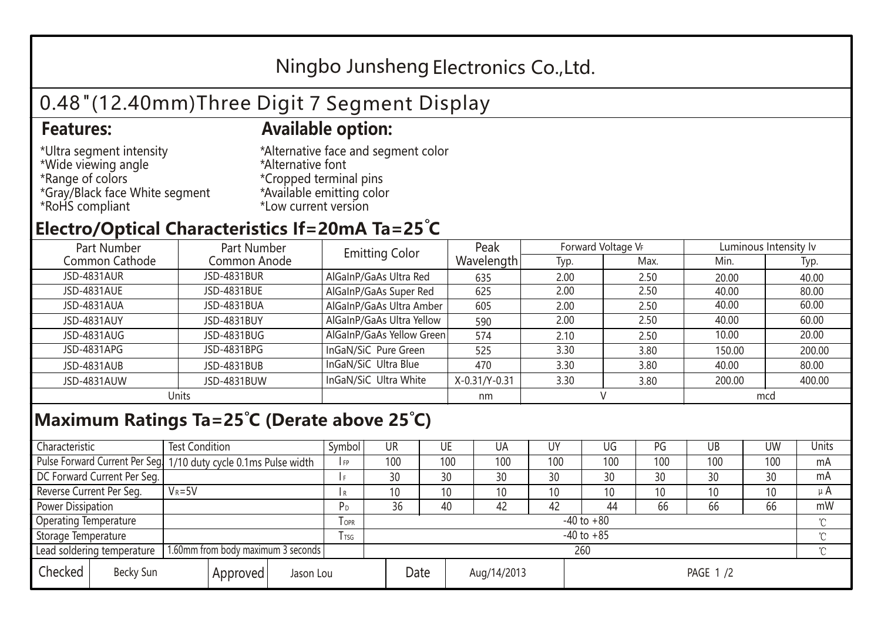# Ningbo Junsheng Electronics Co.,Ltd.

## 0.48"(12.40mm)Three Digit 7 Segment Display

**Features:**

*Ultra segment intensity
*Wide viewing angle
*Range of colors
*Gray/Black face White segment
*RoHS compliant

**Available option:**

*Alternative face and segment color
*Alternative font
*Cropped terminal pins
*Available emitting color
*Low current version

## Electro/Optical Characteristics If=20mA Ta=25°C

| Part Number Common Cathode | Part Number Common Anode | Emitting Color | Peak Wavelength | Forward Voltage $V_F$ | | Luminous Intensity Iv | |
|---|---|---|---|---|---|---|---|
| | | | | Typ. | Max. | Min. | Typ. |
| JSD-4831AUR | JSD-4831BUR | AlGaInP/GaAs Ultra Red | 635 | 2.00 | 2.50 | 20.00 | 40.00 |
| JSD-4831AUE | JSD-4831BUE | AlGaInP/GaAs Super Red | 625 | 2.00 | 2.50 | 40.00 | 80.00 |
| JSD-4831AUA | JSD-4831BUA | AlGaInP/GaAs Ultra Amber | 605 | 2.00 | 2.50 | 40.00 | 60.00 |
| JSD-4831AUY | JSD-4831BUY | AlGaInP/GaAs Ultra Yellow | 590 | 2.00 | 2.50 | 40.00 | 60.00 |
| JSD-4831AUG | JSD-4831BUG | AlGaInP/GaAs Yellow Green | 574 | 2.10 | 2.50 | 10.00 | 20.00 |
| JSD-4831APG | JSD-4831BPG | InGaN/SiC Pure Green | 525 | 3.30 | 3.80 | 150.00 | 200.00 |
| JSD-4831AUB | JSD-4831BUB | InGaN/SiC Ultra Blue | 470 | 3.30 | 3.80 | 40.00 | 80.00 |
| JSD-4831AUW | JSD-4831BUW | InGaN/SiC Ultra White | X-0.31/Y-0.31 | 3.30 | 3.80 | 200.00 | 400.00 |
| Units | | | nm | V | | mcd | |

## Maximum Ratings Ta=25°C (Derate above 25°C)

| Characteristic | Test Condition | Symbol | UR | UE | UA | UY | UG | PG | UB | UW | Units |
|---|---|---|---|---|---|---|---|---|---|---|---|
| Pulse Forward Current Per Seg. | 1/10 duty cycle 0.1ms Pulse width | $I_{FP}$ | 100 | 100 | 100 | 100 | 100 | 100 | 100 | 100 | mA |
| DC Forward Current Per Seg. | | $I_F$ | 30 | 30 | 30 | 30 | 30 | 30 | 30 | 30 | mA |
| Reverse Current Per Seg. | $V_R$=5V | $I_R$ | 10 | 10 | 10 | 10 | 10 | 10 | 10 | 10 | μA |
| Power Dissipation | | $P_D$ | 36 | 40 | 42 | 42 | 44 | 66 | 66 | 66 | mW |
| Operating Temperature | | $T_{OPR}$ | -40 to +80 | | | | | | | | ℃ |
| Storage Temperature | | $T_{TSG}$ | -40 to +85 | | | | | | | | ℃ |
| Lead soldering temperature | 1.60mm from body maximum 3 seconds | | 260 | | | | | | | | ℃ |

| Checked | Becky Sun | Approved | Jason Lou | Date | Aug/14/2013 |
|---|---|---|---|---|---|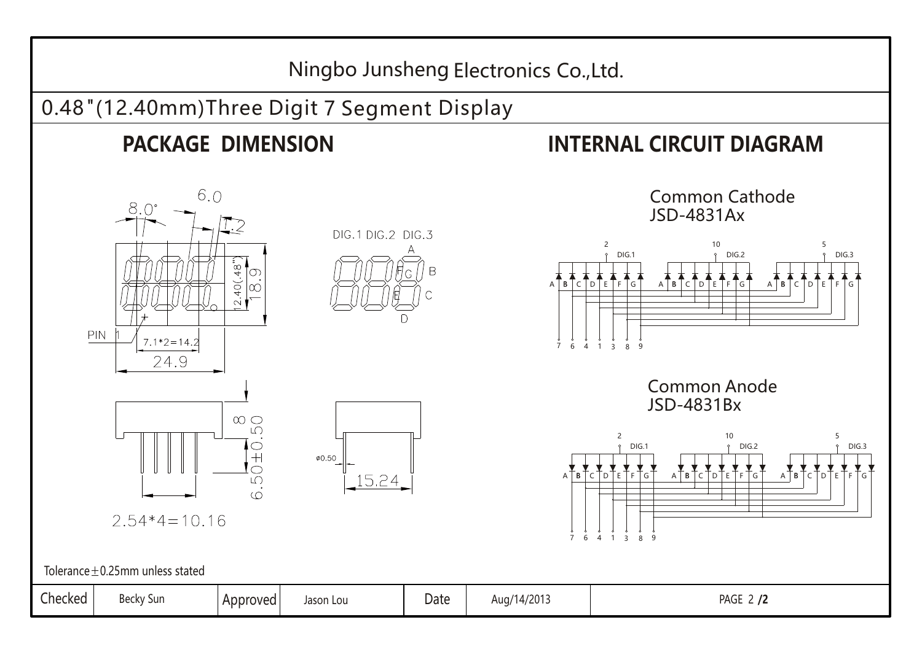# Ningbo Junsheng Electronics Co.,Ltd.

## 0.48"(12.40mm)Three Digit 7 Segment Display

### PACKAGE DIMENSION

8.0°

6.0

1.2

12.40(.48")

18.9

PIN 1

7.1*2=14.2

24.9

DIG.1 DIG.2 DIG.3

A

F

G

B

E

C

D

8

6.50±0.50

ø0.50

15.24

2.54*4=10.16

Tolerance ± 0.25mm unless stated

### INTERNAL CIRCUIT DIAGRAM

Common Cathode
JSD-4831Ax

2 DIG.1 10 DIG.2 5 DIG.3

A B C D E F G A B C D E F G A B C D E F G

7 6 4 1 3 8 9

Common Anode
JSD-4831Bx

2 DIG.1 10 DIG.2 5 DIG.3

A B C D E F G A B C D E F G A B C D E F G

7 6 4 1 3 8 9

| Checked | Becky Sun | Approved | Jason Lou | Date | Aug/14/2013 |
|---|---|---|---|---|---|